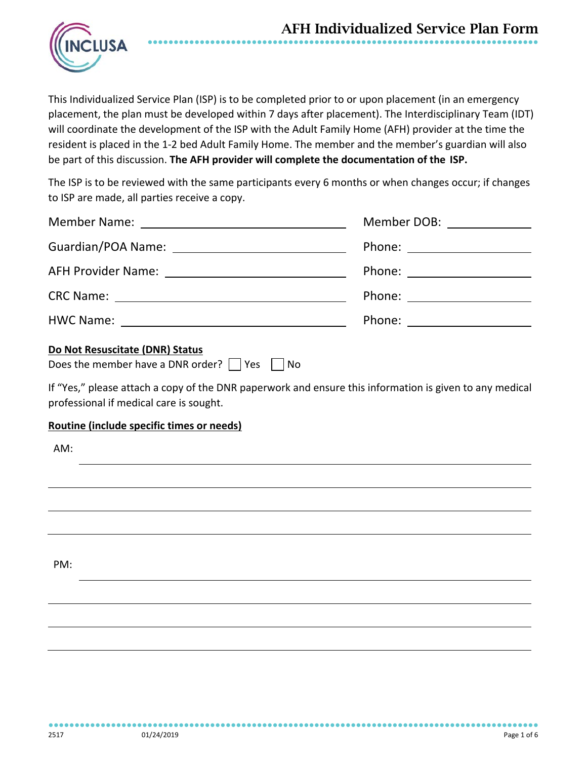# AFH Individualized Service Plan Form

This Individualized Service Plan (ISP) is to be completed prior to or upon placement (in an emergency placement, the plan must be developed within 7 days after placement). The Interdisciplinary Team (IDT) will coordinate the development of the ISP with the Adult Family Home (AFH) provider at the time the resident is placed in the 1-2 bed Adult Family Home. The member and the member's guardian will also be part of this discussion. **The AFH provider will complete the documentation of the ISP.**

The ISP is to be reviewed with the same participants every 6 months or when changes occur; if changes to ISP are made, all parties receive a copy.

Member Name: ______________________________ Member DOB: ______________

Guardian/POA Name: ______________________________ Phone: ______________

AFH Provider Name: ______________________________ Phone: ______________

CRC Name: ______________________________ Phone: ______________

HWC Name: ______________________________ Phone: ______________

**Do Not Resuscitate (DNR) Status**

Does the member have a DNR order? ☐ Yes ☐ No

If "Yes," please attach a copy of the DNR paperwork and ensure this information is given to any medical professional if medical care is sought.

**Routine (include specific times or needs)**

AM: ________________________________________________________________

____________________________________________________________________

____________________________________________________________________

____________________________________________________________________

PM: ________________________________________________________________

____________________________________________________________________

____________________________________________________________________

____________________________________________________________________

2517 01/24/2019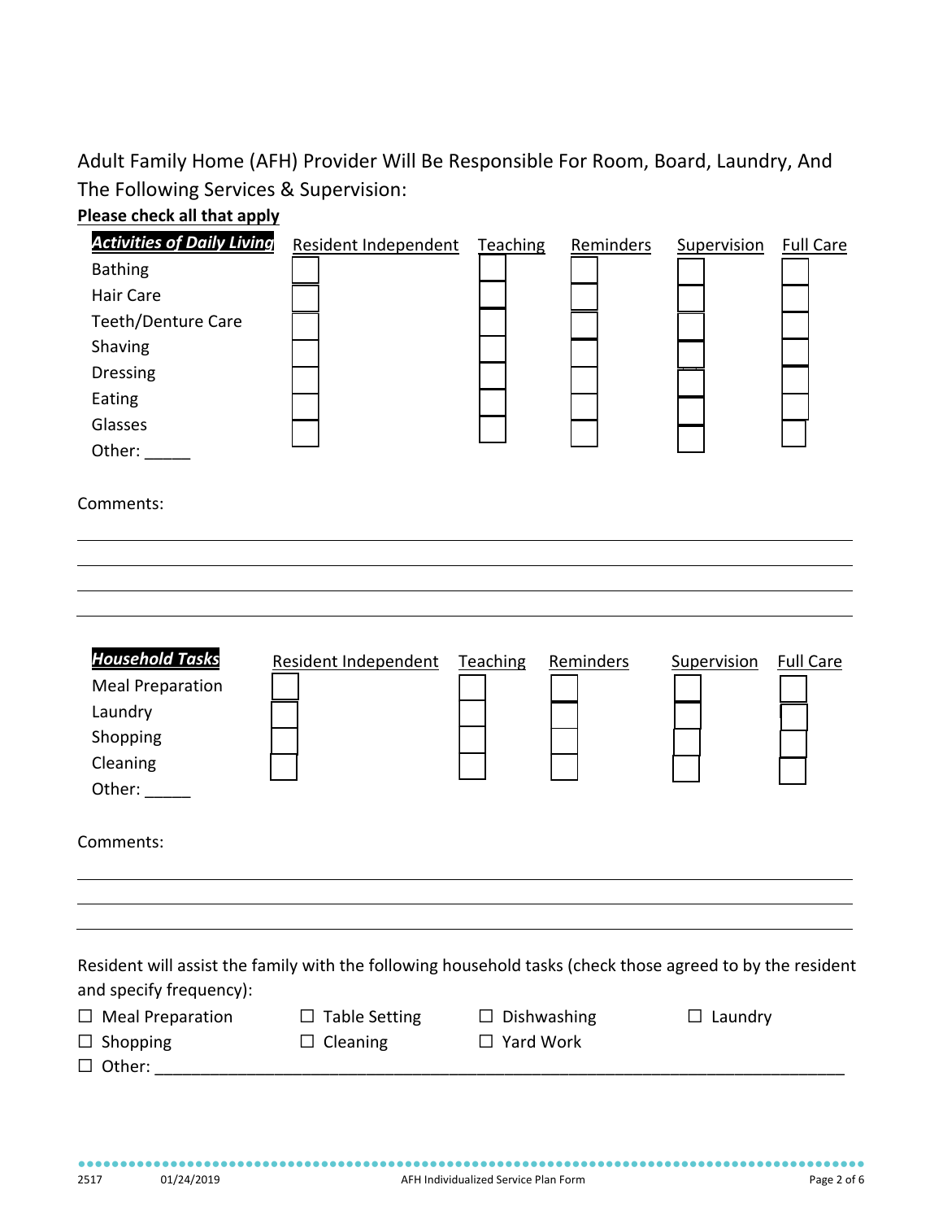Adult Family Home (AFH) Provider Will Be Responsible For Room, Board, Laundry, And The Following Services & Supervision:

**Please check all that apply**

| ***Activities of Daily Living*** | Resident Independent | Teaching | Reminders | Supervision | Full Care |
|---|---|---|---|---|---|
| Bathing | ☐ | ☐ | ☐ | ☐ | ☐ |
| Hair Care | ☐ | ☐ | ☐ | ☐ | ☐ |
| Teeth/Denture Care | ☐ | ☐ | ☐ | ☐ | ☐ |
| Shaving | ☐ | ☐ | ☐ | ☐ | ☐ |
| Dressing | ☐ | ☐ | ☐ | ☐ | ☐ |
| Eating | ☐ | ☐ | ☐ | ☐ | ☐ |
| Glasses | ☐ | ☐ | ☐ | ☐ | ☐ |
| Other: _____ | | | | ☐ | |

Comments:

______________________________________________________________________________

______________________________________________________________________________

______________________________________________________________________________

______________________________________________________________________________

| ***Household Tasks*** | Resident Independent | Teaching | Reminders | Supervision | Full Care |
|---|---|---|---|---|---|
| Meal Preparation | ☐ | ☐ | ☐ | ☐ | ☐ |
| Laundry | ☐ | ☐ | ☐ | ☐ | ☐ |
| Shopping | ☐ | ☐ | ☐ | ☐ | ☐ |
| Cleaning | ☐ | ☐ | ☐ | ☐ | ☐ |
| Other: _____ | | | | | |

Comments:

______________________________________________________________________________

______________________________________________________________________________

______________________________________________________________________________

Resident will assist the family with the following household tasks (check those agreed to by the resident and specify frequency):

☐ Meal Preparation ☐ Table Setting ☐ Dishwashing ☐ Laundry

☐ Shopping ☐ Cleaning ☐ Yard Work

☐ Other: ______________________________________________________________________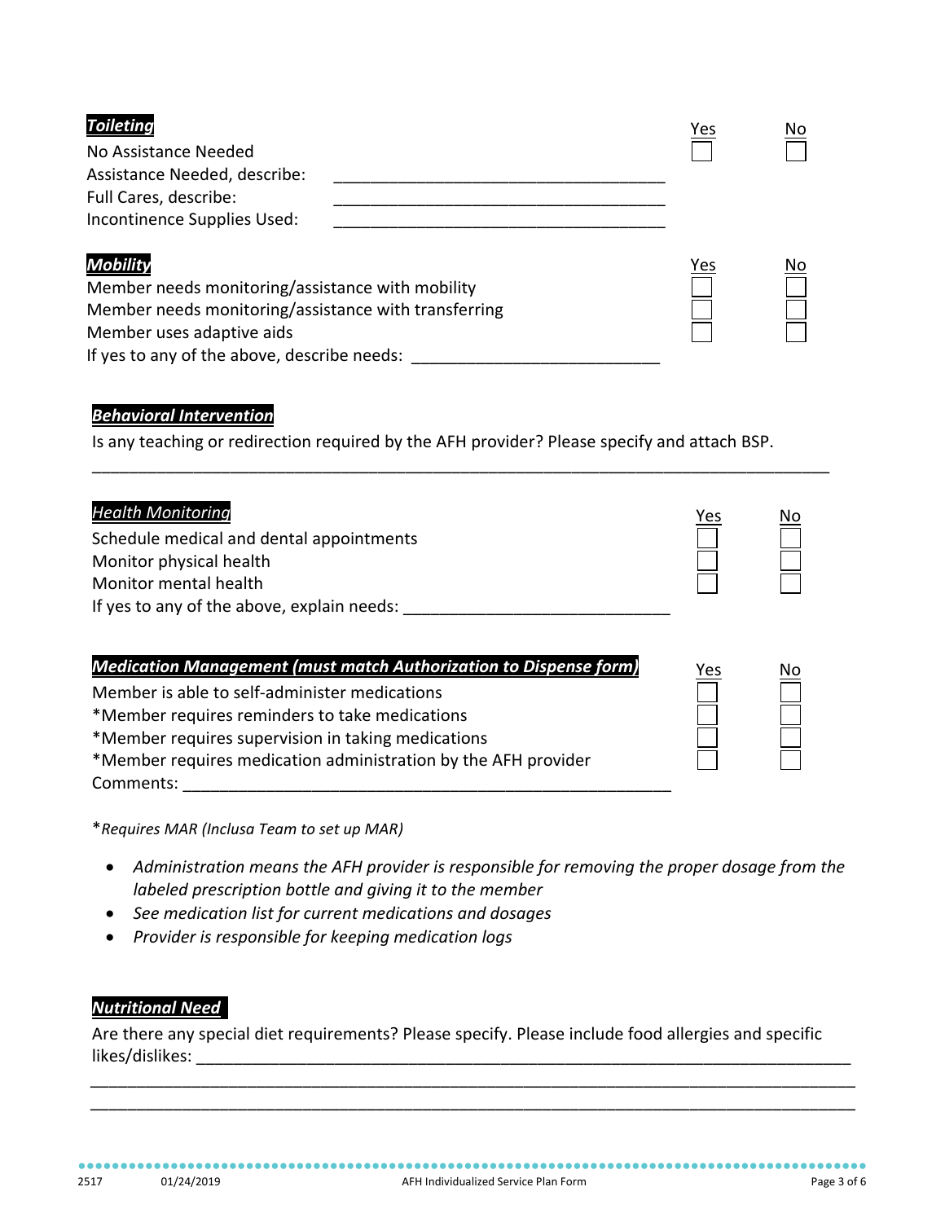***Toileting***

| | Yes | No |
|---|---|---|
| No Assistance Needed | ☐ | ☐ |
| Assistance Needed, describe: ____________________________________ | | |
| Full Cares, describe: ____________________________________ | | |
| Incontinence Supplies Used: ____________________________________ | | |

***Mobility***

| | Yes | No |
|---|---|---|
| Member needs monitoring/assistance with mobility | ☐ | ☐ |
| Member needs monitoring/assistance with transferring | ☐ | ☐ |
| Member uses adaptive aids | ☐ | ☐ |

If yes to any of the above, describe needs: ___________________________

***Behavioral Intervention***

Is any teaching or redirection required by the AFH provider? Please specify and attach BSP.

_____________________________________________________________________________

***Health Monitoring***

| | Yes | No |
|---|---|---|
| Schedule medical and dental appointments | ☐ | ☐ |
| Monitor physical health | ☐ | ☐ |
| Monitor mental health | ☐ | ☐ |

If yes to any of the above, explain needs: ____________________________

***Medication Management (must match Authorization to Dispense form)***

| | Yes | No |
|---|---|---|
| Member is able to self-administer medications | ☐ | ☐ |
| *Member requires reminders to take medications | ☐ | ☐ |
| *Member requires supervision in taking medications | ☐ | ☐ |
| *Member requires medication administration by the AFH provider | ☐ | ☐ |

Comments: ______________________________________________________

**Requires MAR (Inclusa Team to set up MAR)*

- *Administration means the AFH provider is responsible for removing the proper dosage from the labeled prescription bottle and giving it to the member*
- *See medication list for current medications and dosages*
- *Provider is responsible for keeping medication logs*

***Nutritional Need***

Are there any special diet requirements? Please specify. Please include food allergies and specific likes/dislikes: ______________________________________________________________________

_____________________________________________________________________________

_____________________________________________________________________________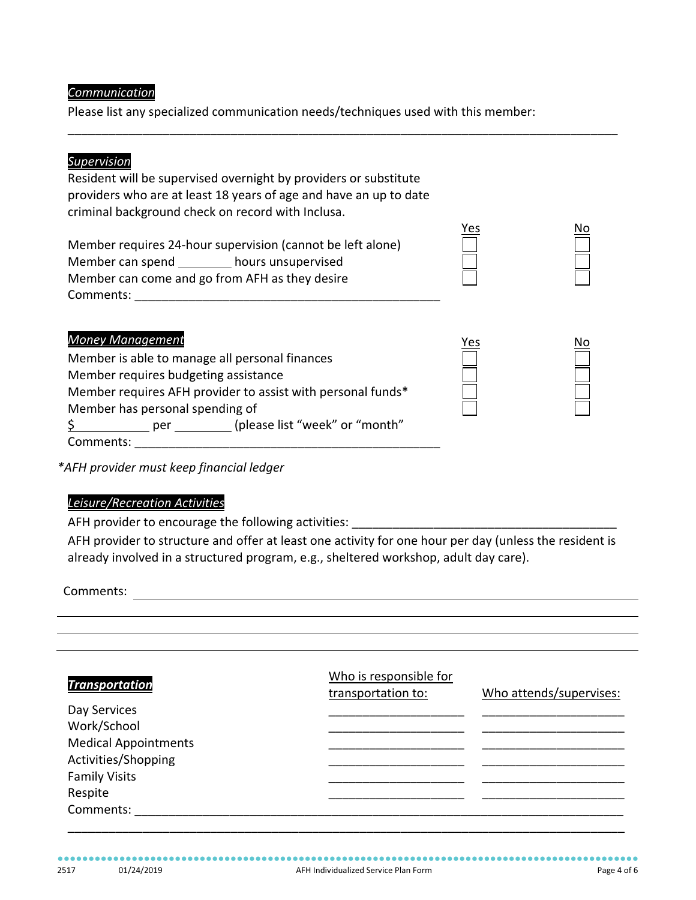## *Communication*

Please list any specialized communication needs/techniques used with this member:

______________________________________________________________________________

## *Supervision*

Resident will be supervised overnight by providers or substitute providers who are at least 18 years of age and have an up to date criminal background check on record with Inclusa.

| | Yes | No |
|---|---|---|
| Member requires 24-hour supervision (cannot be left alone) | ☐ | ☐ |
| Member can spend ________ hours unsupervised | ☐ | ☐ |
| Member can come and go from AFH as they desire | ☐ | ☐ |

Comments: ______________________________________________

## *Money Management*

| | Yes | No |
|---|---|---|
| Member is able to manage all personal finances | ☐ | ☐ |
| Member requires budgeting assistance | ☐ | ☐ |
| Member requires AFH provider to assist with personal funds* | ☐ | ☐ |
| Member has personal spending of $___________ per ________ (please list "week" or "month" | ☐ | ☐ |

Comments: ______________________________________________

*\*AFH provider must keep financial ledger*

## *Leisure/Recreation Activities*

AFH provider to encourage the following activities: ________________________________________

AFH provider to structure and offer at least one activity for one hour per day (unless the resident is already involved in a structured program, e.g., sheltered workshop, adult day care).

Comments: ______________________________________________________________________________

______________________________________________________________________________

______________________________________________________________________________

______________________________________________________________________________

## ***Transportation***

| | Who is responsible for transportation to: | Who attends/supervises: |
|---|---|---|
| Day Services | ____________________ | ____________________ |
| Work/School | ____________________ | ____________________ |
| Medical Appointments | ____________________ | ____________________ |
| Activities/Shopping | ____________________ | ____________________ |
| Family Visits | ____________________ | ____________________ |
| Respite | ____________________ | ____________________ |

Comments: ______________________________________________________________________

______________________________________________________________________________

2517 01/24/2019 AFH Individualized Service Plan Form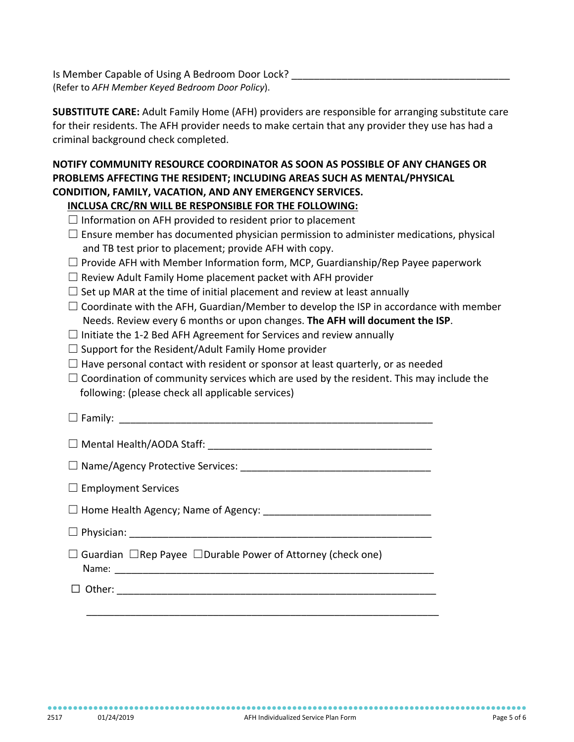Is Member Capable of Using A Bedroom Door Lock? _______________________________________
(Refer to *AFH Member Keyed Bedroom Door Policy*).

**SUBSTITUTE CARE:** Adult Family Home (AFH) providers are responsible for arranging substitute care for their residents. The AFH provider needs to make certain that any provider they use has had a criminal background check completed.

**NOTIFY COMMUNITY RESOURCE COORDINATOR AS SOON AS POSSIBLE OF ANY CHANGES OR PROBLEMS AFFECTING THE RESIDENT; INCLUDING AREAS SUCH AS MENTAL/PHYSICAL CONDITION, FAMILY, VACATION, AND ANY EMERGENCY SERVICES.**

**INCLUSA CRC/RN WILL BE RESPONSIBLE FOR THE FOLLOWING:**

- ☐ Information on AFH provided to resident prior to placement
- ☐ Ensure member has documented physician permission to administer medications, physical and TB test prior to placement; provide AFH with copy.
- ☐ Provide AFH with Member Information form, MCP, Guardianship/Rep Payee paperwork
- ☐ Review Adult Family Home placement packet with AFH provider
- ☐ Set up MAR at the time of initial placement and review at least annually
- ☐ Coordinate with the AFH, Guardian/Member to develop the ISP in accordance with member Needs. Review every 6 months or upon changes. **The AFH will document the ISP**.
- ☐ Initiate the 1-2 Bed AFH Agreement for Services and review annually
- ☐ Support for the Resident/Adult Family Home provider
- ☐ Have personal contact with resident or sponsor at least quarterly, or as needed
- ☐ Coordination of community services which are used by the resident. This may include the following: (please check all applicable services)

☐ Family: _______________________________________________________

☐ Mental Health/AODA Staff: ________________________________________

☐ Name/Agency Protective Services: __________________________________

☐ Employment Services

☐ Home Health Agency; Name of Agency: _____________________________

☐ Physician: _____________________________________________________

☐ Guardian ☐Rep Payee ☐Durable Power of Attorney (check one)
Name: __________________________________________________________

☐ Other: _________________________________________________________

_________________________________________________________________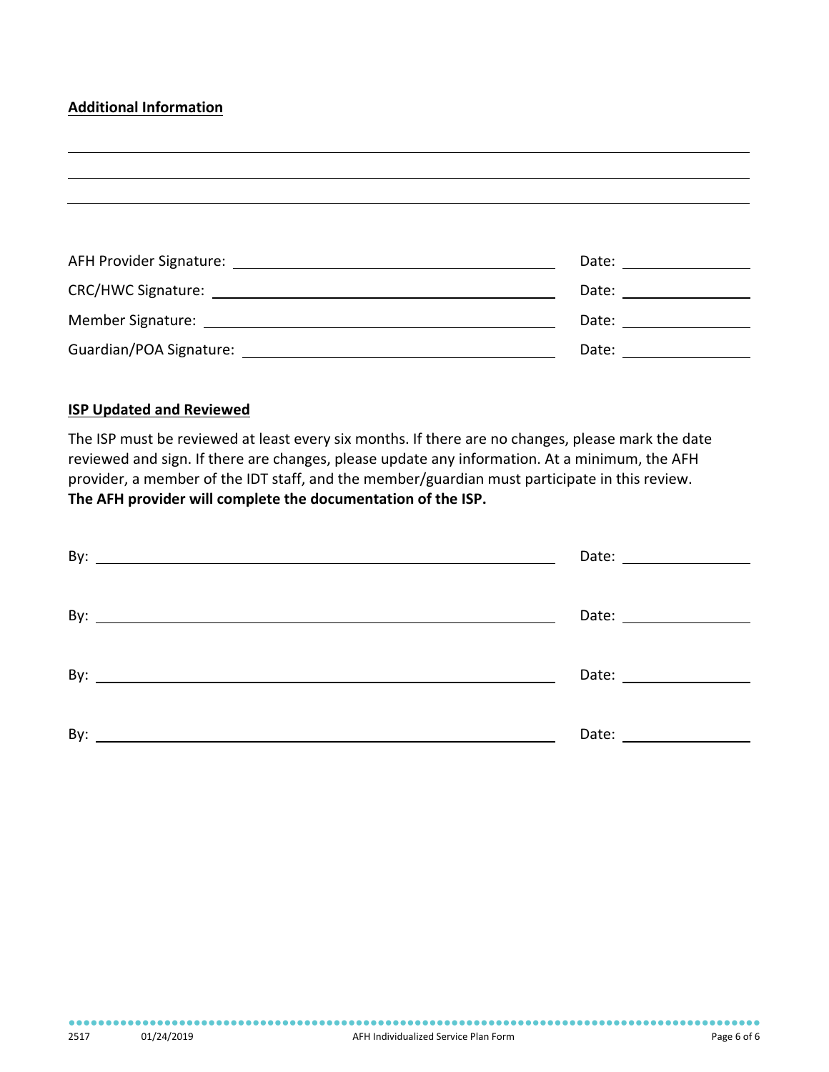**Additional Information**

\_\_\_\_\_\_\_\_\_\_\_\_\_\_\_\_\_\_\_\_\_\_\_\_\_\_\_\_\_\_\_\_\_\_\_\_\_\_\_\_\_\_\_\_\_\_\_\_\_\_\_\_\_\_\_\_\_\_\_\_\_\_\_\_\_\_\_\_\_\_\_\_

\_\_\_\_\_\_\_\_\_\_\_\_\_\_\_\_\_\_\_\_\_\_\_\_\_\_\_\_\_\_\_\_\_\_\_\_\_\_\_\_\_\_\_\_\_\_\_\_\_\_\_\_\_\_\_\_\_\_\_\_\_\_\_\_\_\_\_\_\_\_\_\_

\_\_\_\_\_\_\_\_\_\_\_\_\_\_\_\_\_\_\_\_\_\_\_\_\_\_\_\_\_\_\_\_\_\_\_\_\_\_\_\_\_\_\_\_\_\_\_\_\_\_\_\_\_\_\_\_\_\_\_\_\_\_\_\_\_\_\_\_\_\_\_\_

AFH Provider Signature: \_\_\_\_\_\_\_\_\_\_\_\_\_\_\_\_\_\_\_\_\_\_\_\_\_\_\_\_\_\_\_\_\_\_\_\_ Date: \_\_\_\_\_\_\_\_\_\_\_\_\_\_

CRC/HWC Signature: \_\_\_\_\_\_\_\_\_\_\_\_\_\_\_\_\_\_\_\_\_\_\_\_\_\_\_\_\_\_\_\_\_\_\_\_ Date: \_\_\_\_\_\_\_\_\_\_\_\_\_\_

Member Signature: \_\_\_\_\_\_\_\_\_\_\_\_\_\_\_\_\_\_\_\_\_\_\_\_\_\_\_\_\_\_\_\_\_\_\_\_ Date: \_\_\_\_\_\_\_\_\_\_\_\_\_\_

Guardian/POA Signature: \_\_\_\_\_\_\_\_\_\_\_\_\_\_\_\_\_\_\_\_\_\_\_\_\_\_\_\_\_\_\_\_\_\_\_\_ Date: \_\_\_\_\_\_\_\_\_\_\_\_\_\_

**ISP Updated and Reviewed**

The ISP must be reviewed at least every six months. If there are no changes, please mark the date reviewed and sign. If there are changes, please update any information. At a minimum, the AFH provider, a member of the IDT staff, and the member/guardian must participate in this review. **The AFH provider will complete the documentation of the ISP.**

By: \_\_\_\_\_\_\_\_\_\_\_\_\_\_\_\_\_\_\_\_\_\_\_\_\_\_\_\_\_\_\_\_\_\_\_\_\_\_\_\_\_\_\_\_\_\_\_\_ Date: \_\_\_\_\_\_\_\_\_\_\_\_\_\_

By: \_\_\_\_\_\_\_\_\_\_\_\_\_\_\_\_\_\_\_\_\_\_\_\_\_\_\_\_\_\_\_\_\_\_\_\_\_\_\_\_\_\_\_\_\_\_\_\_ Date: \_\_\_\_\_\_\_\_\_\_\_\_\_\_

By: \_\_\_\_\_\_\_\_\_\_\_\_\_\_\_\_\_\_\_\_\_\_\_\_\_\_\_\_\_\_\_\_\_\_\_\_\_\_\_\_\_\_\_\_\_\_\_\_ Date: \_\_\_\_\_\_\_\_\_\_\_\_\_\_

By: \_\_\_\_\_\_\_\_\_\_\_\_\_\_\_\_\_\_\_\_\_\_\_\_\_\_\_\_\_\_\_\_\_\_\_\_\_\_\_\_\_\_\_\_\_\_\_\_ Date: \_\_\_\_\_\_\_\_\_\_\_\_\_\_